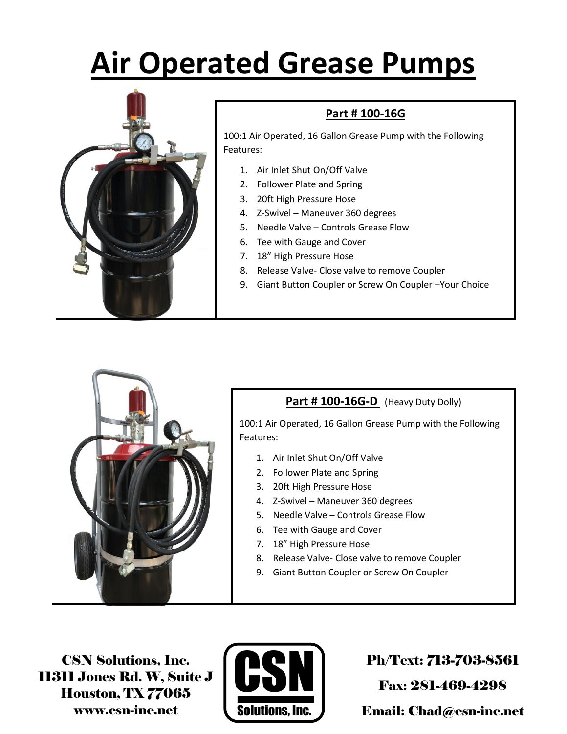# Air Operated Grease Pumps

## Part # 100-16G

100:1 Air Operated, 16 Gallon Grease Pump with the Following Features:

1. Air Inlet Shut On/Off Valve
2. Follower Plate and Spring
3. 20ft High Pressure Hose
4. Z-Swivel – Maneuver 360 degrees
5. Needle Valve – Controls Grease Flow
6. Tee with Gauge and Cover
7. 18" High Pressure Hose
8. Release Valve- Close valve to remove Coupler
9. Giant Button Coupler or Screw On Coupler –Your Choice

## Part # 100-16G-D (Heavy Duty Dolly)

100:1 Air Operated, 16 Gallon Grease Pump with the Following Features:

1. Air Inlet Shut On/Off Valve
2. Follower Plate and Spring
3. 20ft High Pressure Hose
4. Z-Swivel – Maneuver 360 degrees
5. Needle Valve – Controls Grease Flow
6. Tee with Gauge and Cover
7. 18" High Pressure Hose
8. Release Valve- Close valve to remove Coupler
9. Giant Button Coupler or Screw On Coupler

CSN Solutions, Inc.
11311 Jones Rd. W, Suite J
Houston, TX 77065
www.csn-inc.net

CSN Solutions, Inc.

Ph/Text: 713-703-8561
Fax: 281-469-4298
Email: Chad@csn-inc.net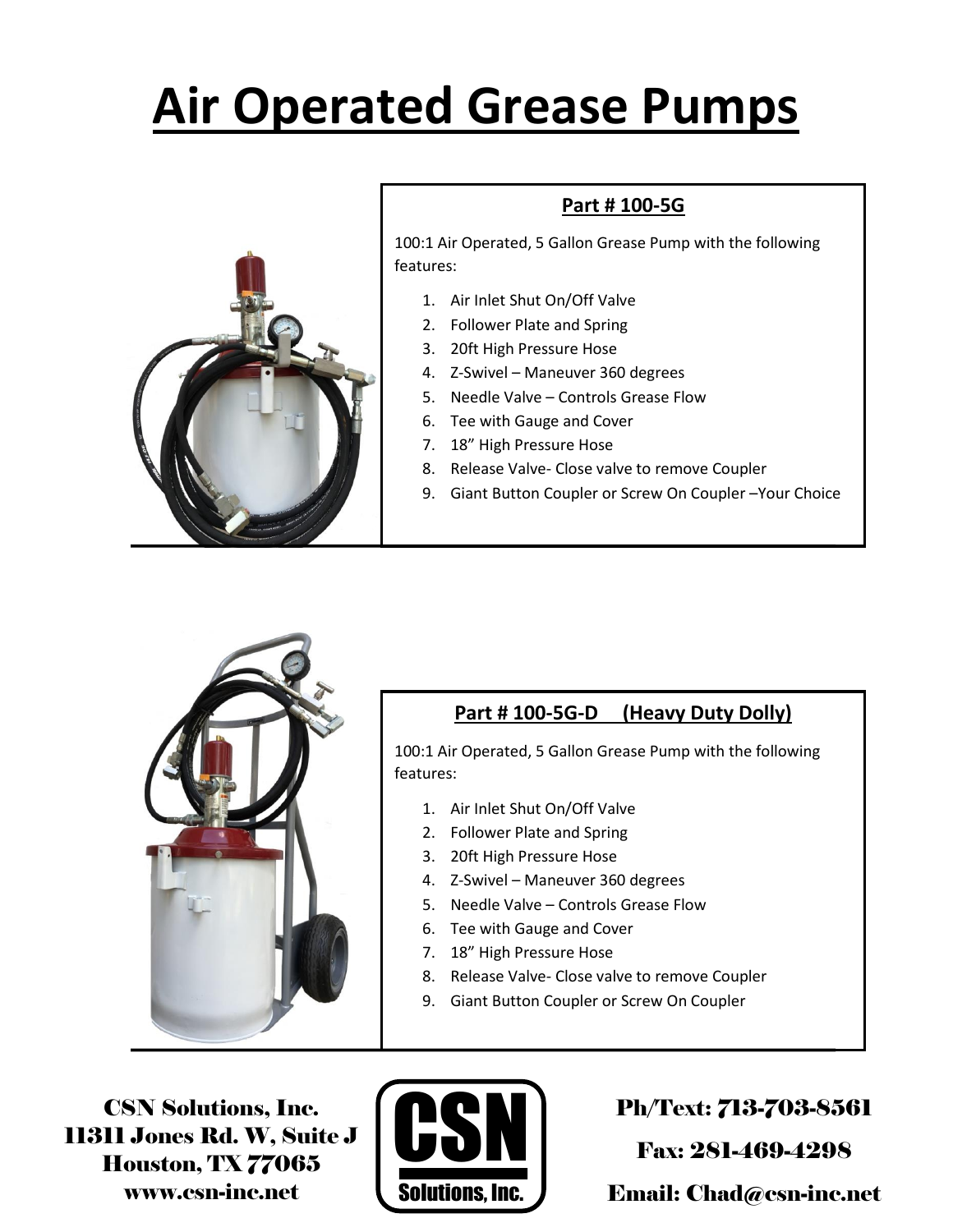# Air Operated Grease Pumps

## Part # 100-5G

100:1 Air Operated, 5 Gallon Grease Pump with the following features:

1. Air Inlet Shut On/Off Valve
2. Follower Plate and Spring
3. 20ft High Pressure Hose
4. Z-Swivel – Maneuver 360 degrees
5. Needle Valve – Controls Grease Flow
6. Tee with Gauge and Cover
7. 18" High Pressure Hose
8. Release Valve- Close valve to remove Coupler
9. Giant Button Coupler or Screw On Coupler –Your Choice

## Part # 100-5G-D (Heavy Duty Dolly)

100:1 Air Operated, 5 Gallon Grease Pump with the following features:

1. Air Inlet Shut On/Off Valve
2. Follower Plate and Spring
3. 20ft High Pressure Hose
4. Z-Swivel – Maneuver 360 degrees
5. Needle Valve – Controls Grease Flow
6. Tee with Gauge and Cover
7. 18" High Pressure Hose
8. Release Valve- Close valve to remove Coupler
9. Giant Button Coupler or Screw On Coupler

CSN Solutions, Inc.
11311 Jones Rd. W, Suite J
Houston, TX 77065
www.csn-inc.net

CSN Solutions, Inc.

Ph/Text: 713-703-8561
Fax: 281-469-4298
Email: Chad@csn-inc.net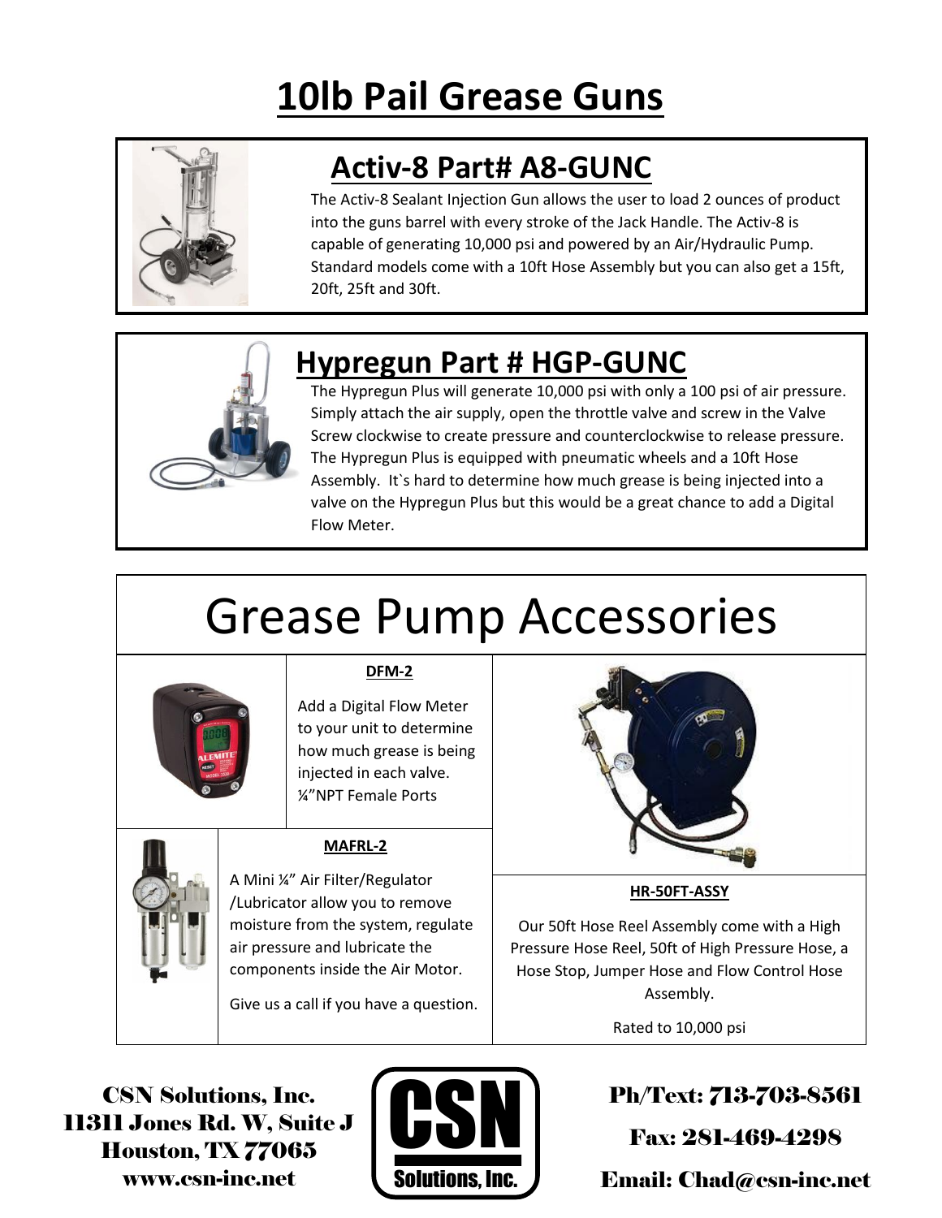# 10lb Pail Grease Guns

## Activ-8 Part# A8-GUNC

The Activ-8 Sealant Injection Gun allows the user to load 2 ounces of product into the guns barrel with every stroke of the Jack Handle. The Activ-8 is capable of generating 10,000 psi and powered by an Air/Hydraulic Pump. Standard models come with a 10ft Hose Assembly but you can also get a 15ft, 20ft, 25ft and 30ft.

## Hypregun Part # HGP-GUNC

The Hypregun Plus will generate 10,000 psi with only a 100 psi of air pressure. Simply attach the air supply, open the throttle valve and screw in the Valve Screw clockwise to create pressure and counterclockwise to release pressure. The Hypregun Plus is equipped with pneumatic wheels and a 10ft Hose Assembly. It`s hard to determine how much grease is being injected into a valve on the Hypregun Plus but this would be a great chance to add a Digital Flow Meter.

# Grease Pump Accessories

**DFM-2**

Add a Digital Flow Meter to your unit to determine how much grease is being injected in each valve. ¼"NPT Female Ports

**MAFRL-2**

A Mini ¼" Air Filter/Regulator /Lubricator allow you to remove moisture from the system, regulate air pressure and lubricate the components inside the Air Motor.

Give us a call if you have a question.

**HR-50FT-ASSY**

Our 50ft Hose Reel Assembly come with a High Pressure Hose Reel, 50ft of High Pressure Hose, a Hose Stop, Jumper Hose and Flow Control Hose Assembly.

Rated to 10,000 psi

CSN Solutions, Inc.
11311 Jones Rd. W, Suite J
Houston, TX 77065
www.csn-inc.net

Ph/Text: 713-703-8561
Fax: 281-469-4298
Email: Chad@csn-inc.net